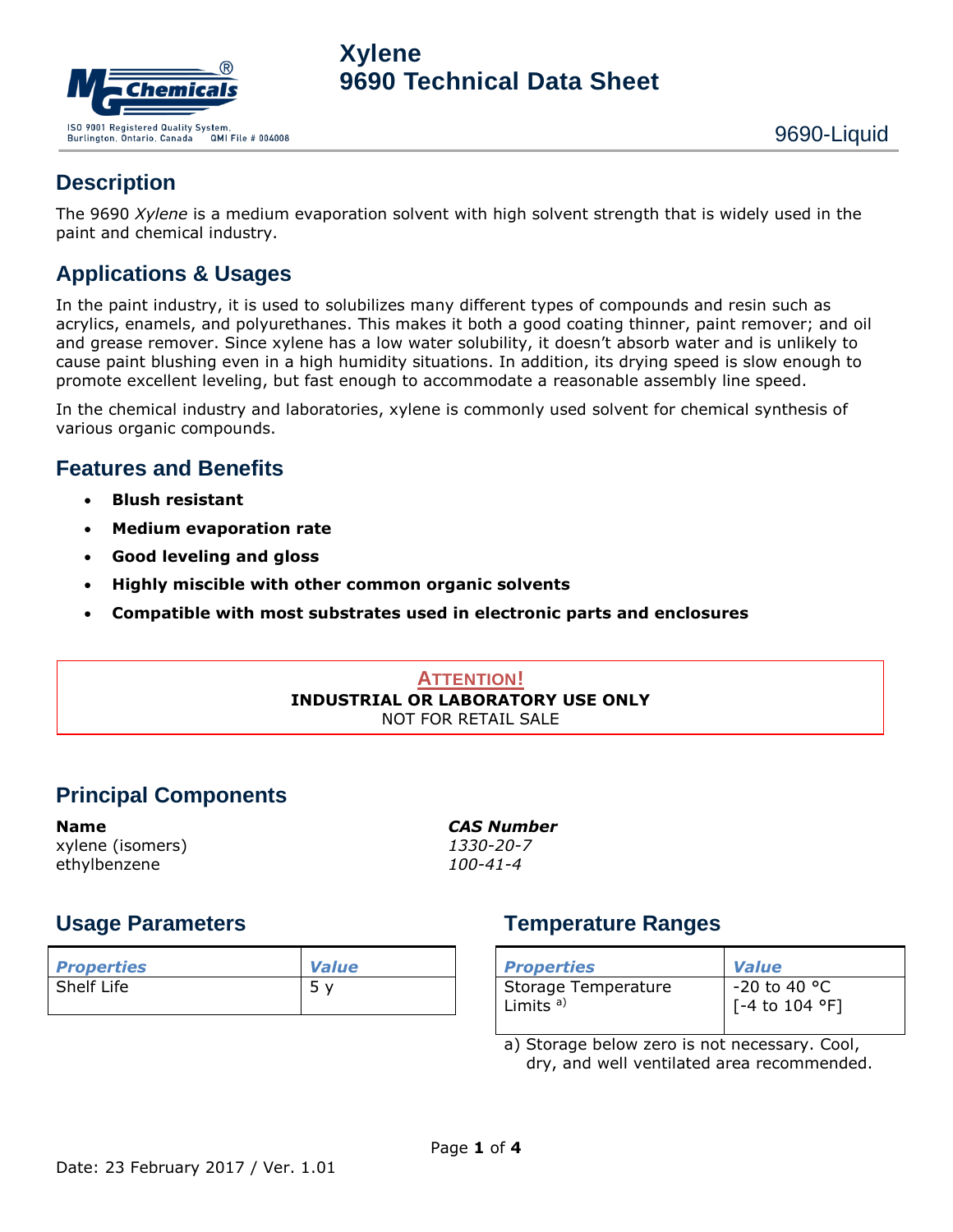# Xylene
# 9690 Technical Data Sheet

9690-Liquid

## Description

The 9690 *Xylene* is a medium evaporation solvent with high solvent strength that is widely used in the paint and chemical industry.

## Applications & Usages

In the paint industry, it is used to solubilizes many different types of compounds and resin such as acrylics, enamels, and polyurethanes. This makes it both a good coating thinner, paint remover; and oil and grease remover. Since xylene has a low water solubility, it doesn't absorb water and is unlikely to cause paint blushing even in a high humidity situations. In addition, its drying speed is slow enough to promote excellent leveling, but fast enough to accommodate a reasonable assembly line speed.

In the chemical industry and laboratories, xylene is commonly used solvent for chemical synthesis of various organic compounds.

## Features and Benefits

- **Blush resistant**
- **Medium evaporation rate**
- **Good leveling and gloss**
- **Highly miscible with other common organic solvents**
- **Compatible with most substrates used in electronic parts and enclosures**

**ATTENTION!**
**INDUSTRIAL OR LABORATORY USE ONLY**
NOT FOR RETAIL SALE

## Principal Components

| **Name** | ***CAS Number*** |
|---|---|
| xylene (isomers) | *1330-20-7* |
| ethylbenzene | *100-41-4* |

## Usage Parameters

| *Properties* | *Value* |
|---|---|
| Shelf Life | 5 y |

## Temperature Ranges

| *Properties* | *Value* |
|---|---|
| Storage Temperature Limits [a)] | -20 to 40 °C [-4 to 104 °F] |

a) Storage below zero is not necessary. Cool, dry, and well ventilated area recommended.

Date: 23 February 2017 / Ver. 1.01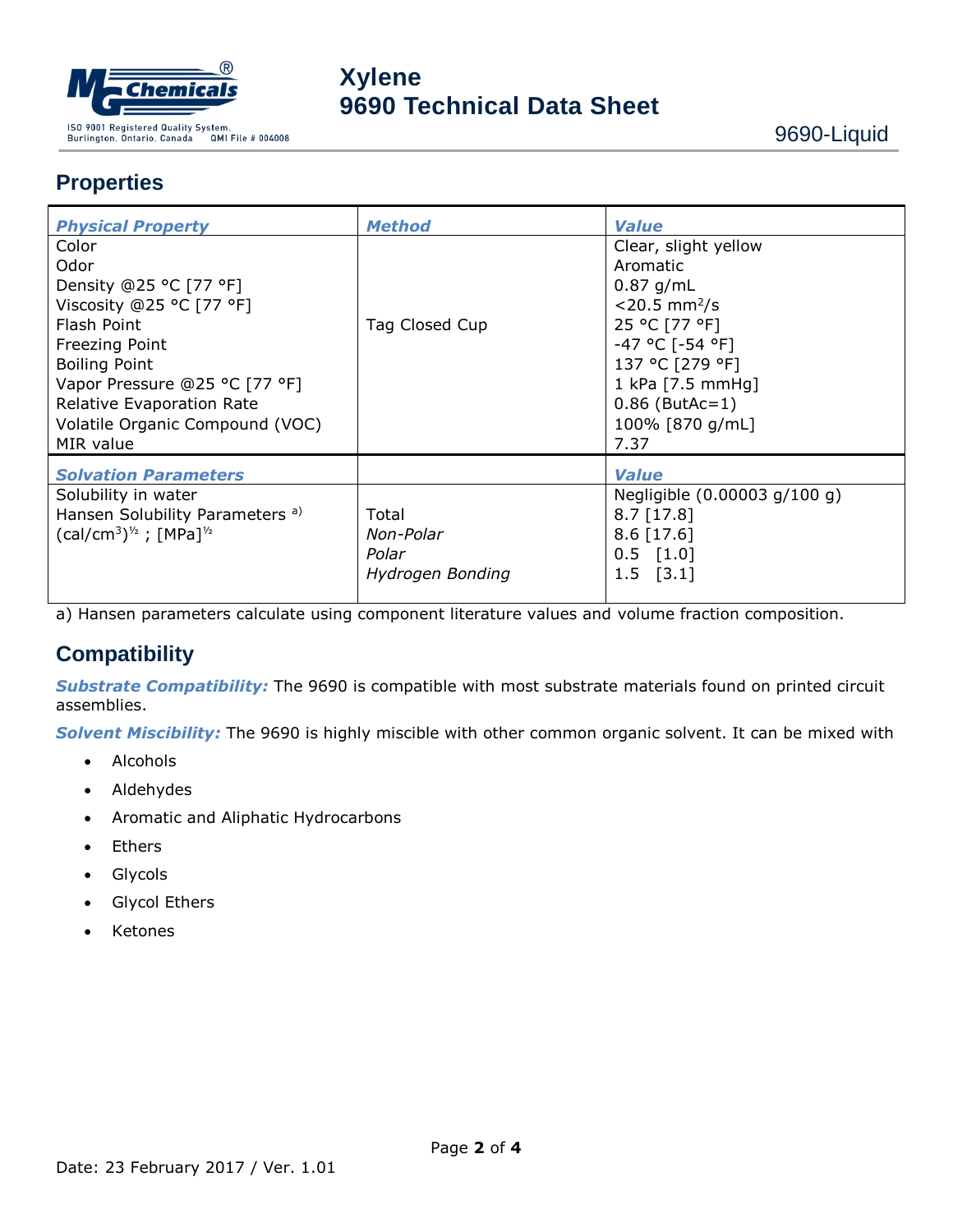## Properties

| *Physical Property* | *Method* | *Value* |
|---|---|---|
| Color | | Clear, slight yellow |
| Odor | | Aromatic |
| Density @25 °C [77 °F] | | 0.87 g/mL |
| Viscosity @25 °C [77 °F] | | <20.5 $mm^2/s$ |
| Flash Point | Tag Closed Cup | 25 °C [77 °F] |
| Freezing Point | | -47 °C [-54 °F] |
| Boiling Point | | 137 °C [279 °F] |
| Vapor Pressure @25 °C [77 °F] | | 1 kPa [7.5 mmHg] |
| Relative Evaporation Rate | | 0.86 (ButAc=1) |
| Volatile Organic Compound (VOC) | | 100% [870 g/mL] |
| MIR value | | 7.37 |
| ***Solvation Parameters*** | | ***Value*** |
| Solubility in water | | Negligible (0.00003 g/100 g) |
| Hansen Solubility Parameters [a) ] | Total | 8.7 [17.8] |
| $(cal/cm^3)^{½}$ ; $[MPa]^{½}$ | *Non-Polar* | 8.6 [17.6] |
| | *Polar* | 0.5 [1.0] |
| | *Hydrogen Bonding* | 1.5 [3.1] |

a) Hansen parameters calculate using component literature values and volume fraction composition.

## Compatibility

***Substrate Compatibility:*** The 9690 is compatible with most substrate materials found on printed circuit assemblies.

***Solvent Miscibility:*** The 9690 is highly miscible with other common organic solvent. It can be mixed with

- Alcohols
- Aldehydes
- Aromatic and Aliphatic Hydrocarbons
- Ethers
- Glycols
- Glycol Ethers
- Ketones

Date: 23 February 2017 / Ver. 1.01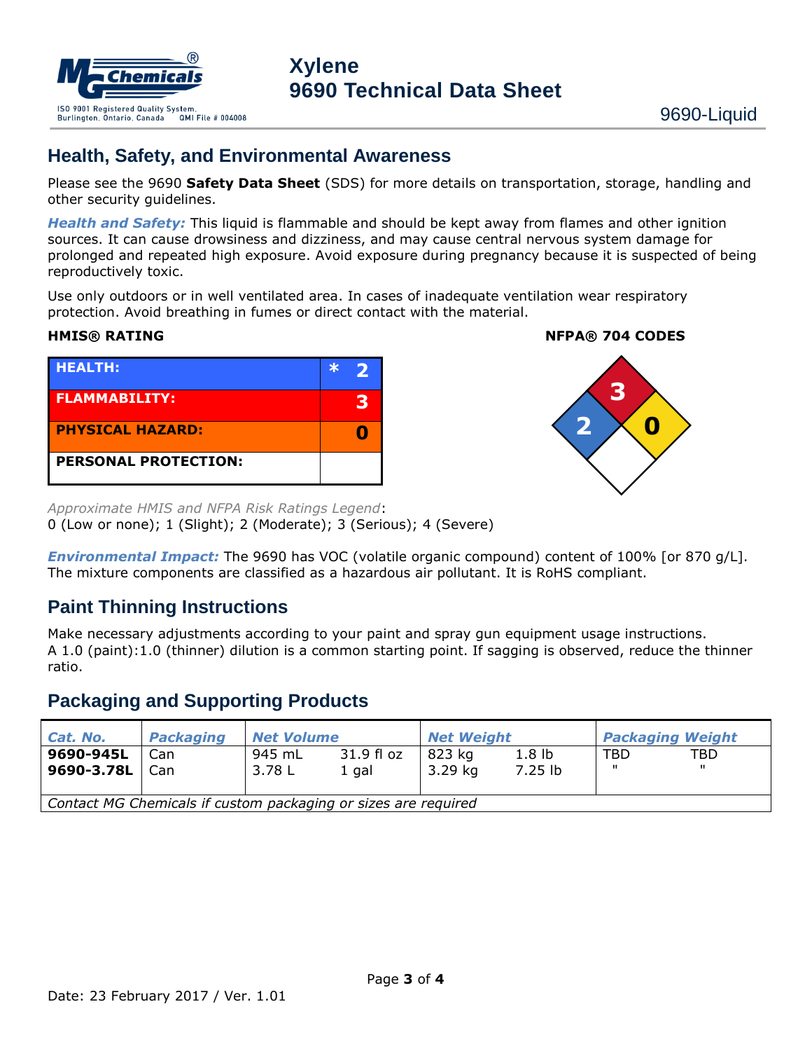# Xylene
# 9690 Technical Data Sheet

9690-Liquid

## Health, Safety, and Environmental Awareness

Please see the 9690 **Safety Data Sheet** (SDS) for more details on transportation, storage, handling and other security guidelines.

***Health and Safety:*** This liquid is flammable and should be kept away from flames and other ignition sources. It can cause drowsiness and dizziness, and may cause central nervous system damage for prolonged and repeated high exposure. Avoid exposure during pregnancy because it is suspected of being reproductively toxic.

Use only outdoors or in well ventilated area. In cases of inadequate ventilation wear respiratory protection. Avoid breathing in fumes or direct contact with the material.

**HMIS® RATING**

| | |
|---|---|
| **HEALTH:** | * 2 |
| **FLAMMABILITY:** | 3 |
| **PHYSICAL HAZARD:** | 0 |
| **PERSONAL PROTECTION:** | |

**NFPA® 704 CODES**

Health: 2; Flammability: 3; Instability: 0

*Approximate HMIS and NFPA Risk Ratings Legend*:
0 (Low or none); 1 (Slight); 2 (Moderate); 3 (Serious); 4 (Severe)

***Environmental Impact:*** The 9690 has VOC (volatile organic compound) content of 100% [or 870 g/L]. The mixture components are classified as a hazardous air pollutant. It is RoHS compliant.

## Paint Thinning Instructions

Make necessary adjustments according to your paint and spray gun equipment usage instructions.
A 1.0 (paint):1.0 (thinner) dilution is a common starting point. If sagging is observed, reduce the thinner ratio.

## Packaging and Supporting Products

| *Cat. No.* | *Packaging* | *Net Volume* | | *Net Weight* | | *Packaging Weight* | |
|---|---|---|---|---|---|---|---|
| **9690-945L** | Can | 945 mL | 31.9 fl oz | 823 kg | 1.8 lb | TBD | TBD |
| **9690-3.78L** | Can | 3.78 L | 1 gal | 3.29 kg | 7.25 lb | " | " |
| *Contact MG Chemicals if custom packaging or sizes are required* | | | | | | | |

Date: 23 February 2017 / Ver. 1.01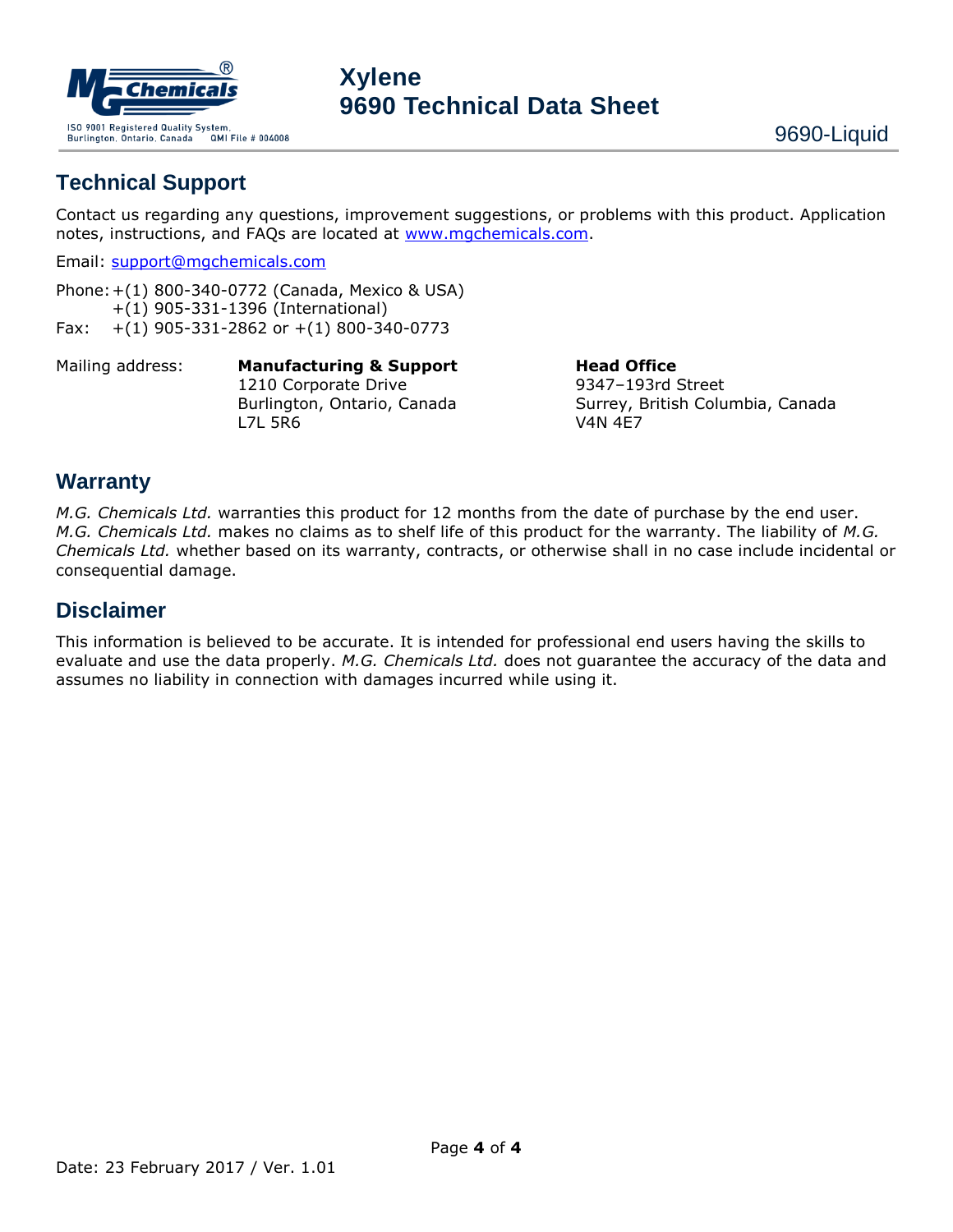## Technical Support

Contact us regarding any questions, improvement suggestions, or problems with this product. Application notes, instructions, and FAQs are located at www.mgchemicals.com.

Email: support@mgchemicals.com

Phone: +(1) 800-340-0772 (Canada, Mexico & USA)
+(1) 905-331-1396 (International)
Fax: +(1) 905-331-2862 or +(1) 800-340-0773

Mailing address:

**Manufacturing & Support**
1210 Corporate Drive
Burlington, Ontario, Canada
L7L 5R6

**Head Office**
9347–193rd Street
Surrey, British Columbia, Canada
V4N 4E7

## Warranty

*M.G. Chemicals Ltd.* warranties this product for 12 months from the date of purchase by the end user. *M.G. Chemicals Ltd.* makes no claims as to shelf life of this product for the warranty. The liability of *M.G. Chemicals Ltd.* whether based on its warranty, contracts, or otherwise shall in no case include incidental or consequential damage.

## Disclaimer

This information is believed to be accurate. It is intended for professional end users having the skills to evaluate and use the data properly. *M.G. Chemicals Ltd.* does not guarantee the accuracy of the data and assumes no liability in connection with damages incurred while using it.

Date: 23 February 2017 / Ver. 1.01